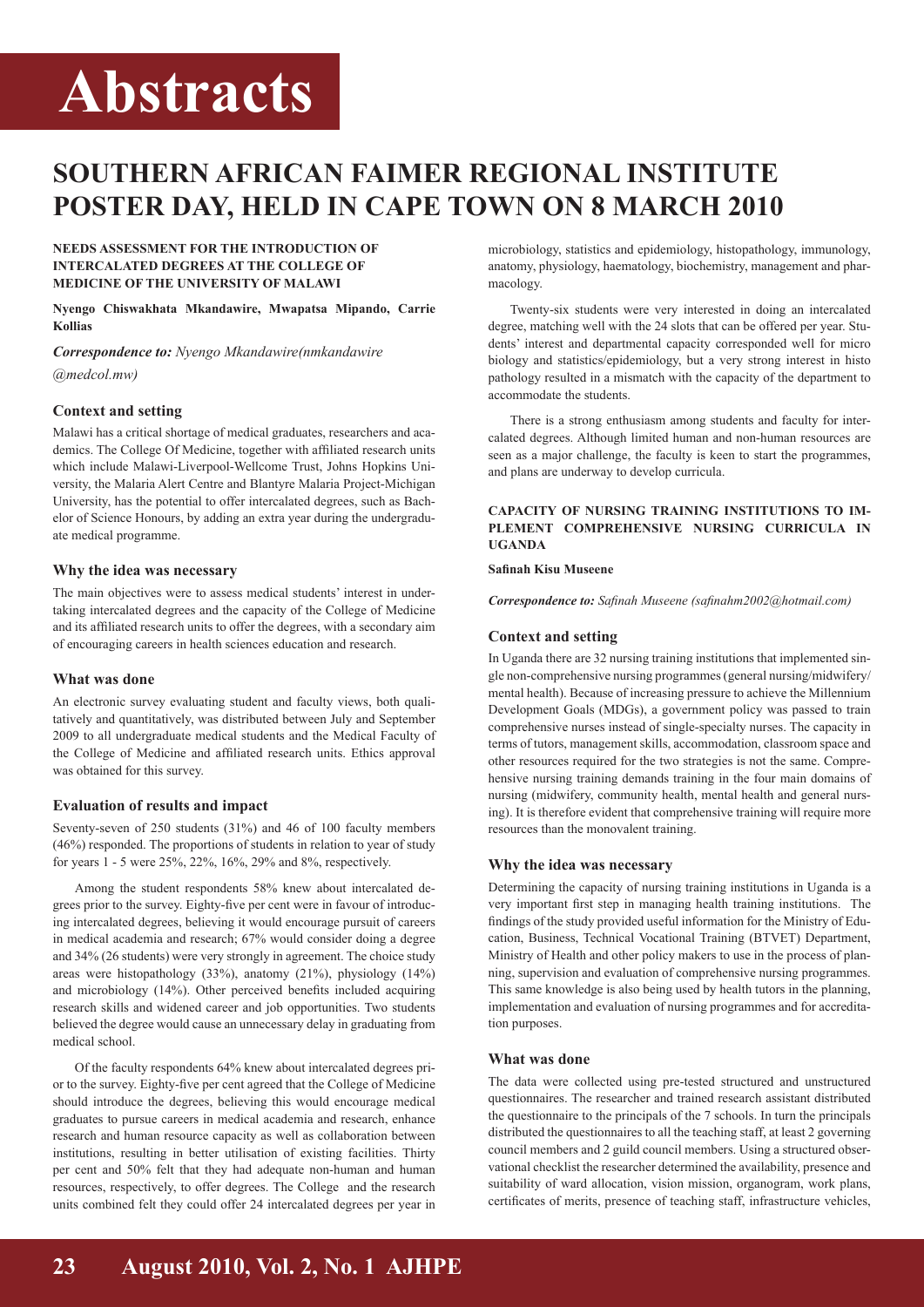# Abstracts

# SOUTHERN AFRICAN FAIMER REGIONAL INSTITUTE POSTER DAY, HELD IN CAPE TOWN ON 8 MARCH 2010

## NEEDS ASSESSMENT FOR THE INTRODUCTION OF INTERCALATED DEGREES AT THE COLLEGE OF MEDICINE OF THE UNIVERSITY OF MALAWI

**Nyengo Chiswakhata Mkandawire, Mwapatsa Mipando, Carrie Kollias**

***Correspondence to:*** *Nyengo Mkandawire(nmkandawire@medcol.mw)*

### Context and setting

Malawi has a critical shortage of medical graduates, researchers and academics. The College Of Medicine, together with affiliated research units which include Malawi-Liverpool-Wellcome Trust, Johns Hopkins University, the Malaria Alert Centre and Blantyre Malaria Project-Michigan University, has the potential to offer intercalated degrees, such as Bachelor of Science Honours, by adding an extra year during the undergraduate medical programme.

### Why the idea was necessary

The main objectives were to assess medical students' interest in undertaking intercalated degrees and the capacity of the College of Medicine and its affiliated research units to offer the degrees, with a secondary aim of encouraging careers in health sciences education and research.

### What was done

An electronic survey evaluating student and faculty views, both qualitatively and quantitatively, was distributed between July and September 2009 to all undergraduate medical students and the Medical Faculty of the College of Medicine and affiliated research units. Ethics approval was obtained for this survey.

### Evaluation of results and impact

Seventy-seven of 250 students (31%) and 46 of 100 faculty members (46%) responded. The proportions of students in relation to year of study for years 1 - 5 were 25%, 22%, 16%, 29% and 8%, respectively.

Among the student respondents 58% knew about intercalated degrees prior to the survey. Eighty-five per cent were in favour of introducing intercalated degrees, believing it would encourage pursuit of careers in medical academia and research; 67% would consider doing a degree and 34% (26 students) were very strongly in agreement. The choice study areas were histopathology (33%), anatomy (21%), physiology (14%) and microbiology (14%). Other perceived benefits included acquiring research skills and widened career and job opportunities. Two students believed the degree would cause an unnecessary delay in graduating from medical school.

Of the faculty respondents 64% knew about intercalated degrees prior to the survey. Eighty-five per cent agreed that the College of Medicine should introduce the degrees, believing this would encourage medical graduates to pursue careers in medical academia and research, enhance research and human resource capacity as well as collaboration between institutions, resulting in better utilisation of existing facilities. Thirty per cent and 50% felt that they had adequate non-human and human resources, respectively, to offer degrees. The College and the research units combined felt they could offer 24 intercalated degrees per year in microbiology, statistics and epidemiology, histopathology, immunology, anatomy, physiology, haematology, biochemistry, management and pharmacology.

Twenty-six students were very interested in doing an intercalated degree, matching well with the 24 slots that can be offered per year. Students' interest and departmental capacity corresponded well for micro biology and statistics/epidemiology, but a very strong interest in histo pathology resulted in a mismatch with the capacity of the department to accommodate the students.

There is a strong enthusiasm among students and faculty for intercalated degrees. Although limited human and non-human resources are seen as a major challenge, the faculty is keen to start the programmes, and plans are underway to develop curricula.

## CAPACITY OF NURSING TRAINING INSTITUTIONS TO IMPLEMENT COMPREHENSIVE NURSING CURRICULA IN UGANDA

**Safinah Kisu Museene**

***Correspondence to:*** *Safinah Museene (safinahm2002@hotmail.com)*

### Context and setting

In Uganda there are 32 nursing training institutions that implemented single non-comprehensive nursing programmes (general nursing/midwifery/mental health). Because of increasing pressure to achieve the Millennium Development Goals (MDGs), a government policy was passed to train comprehensive nurses instead of single-specialty nurses. The capacity in terms of tutors, management skills, accommodation, classroom space and other resources required for the two strategies is not the same. Comprehensive nursing training demands training in the four main domains of nursing (midwifery, community health, mental health and general nursing). It is therefore evident that comprehensive training will require more resources than the monovalent training.

### Why the idea was necessary

Determining the capacity of nursing training institutions in Uganda is a very important first step in managing health training institutions. The findings of the study provided useful information for the Ministry of Education, Business, Technical Vocational Training (BTVET) Department, Ministry of Health and other policy makers to use in the process of planning, supervision and evaluation of comprehensive nursing programmes. This same knowledge is also being used by health tutors in the planning, implementation and evaluation of nursing programmes and for accreditation purposes.

### What was done

The data were collected using pre-tested structured and unstructured questionnaires. The researcher and trained research assistant distributed the questionnaire to the principals of the 7 schools. In turn the principals distributed the questionnaires to all the teaching staff, at least 2 governing council members and 2 guild council members. Using a structured observational checklist the researcher determined the availability, presence and suitability of ward allocation, vision mission, organogram, work plans, certificates of merits, presence of teaching staff, infrastructure vehicles,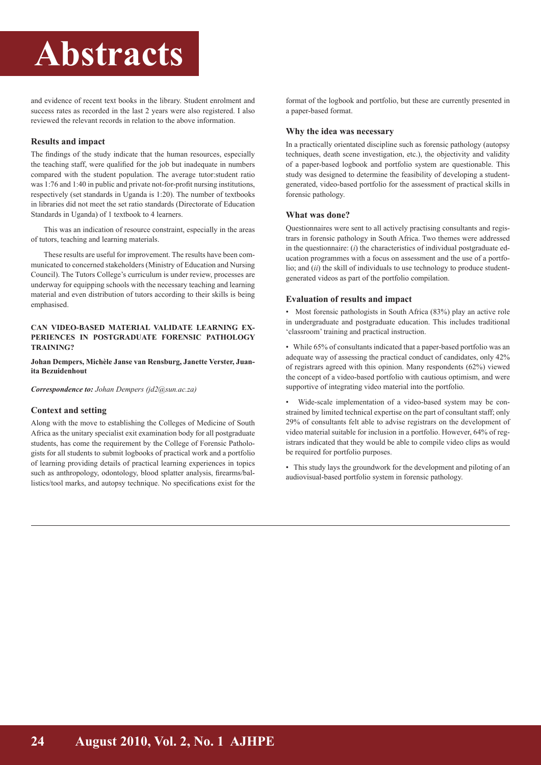# Abstracts

and evidence of recent text books in the library. Student enrolment and success rates as recorded in the last 2 years were also registered. I also reviewed the relevant records in relation to the above information.

### Results and impact

The findings of the study indicate that the human resources, especially the teaching staff, were qualified for the job but inadequate in numbers compared with the student population. The average tutor:student ratio was 1:76 and 1:40 in public and private not-for-profit nursing institutions, respectively (set standards in Uganda is 1:20). The number of textbooks in libraries did not meet the set ratio standards (Directorate of Education Standards in Uganda) of 1 textbook to 4 learners.

This was an indication of resource constraint, especially in the areas of tutors, teaching and learning materials.

These results are useful for improvement. The results have been communicated to concerned stakeholders (Ministry of Education and Nursing Council). The Tutors College's curriculum is under review, processes are underway for equipping schools with the necessary teaching and learning material and even distribution of tutors according to their skills is being emphasised.

## CAN VIDEO-BASED MATERIAL VALIDATE LEARNING EXPERIENCES IN POSTGRADUATE FORENSIC PATHOLOGY TRAINING?

**Johan Dempers, Michèle Janse van Rensburg, Janette Verster, Juanita Bezuidenhout**

***Correspondence to:*** *Johan Dempers (jd2@sun.ac.za)*

### Context and setting

Along with the move to establishing the Colleges of Medicine of South Africa as the unitary specialist exit examination body for all postgraduate students, has come the requirement by the College of Forensic Pathologists for all students to submit logbooks of practical work and a portfolio of learning providing details of practical learning experiences in topics such as anthropology, odontology, blood splatter analysis, firearms/ballistics/tool marks, and autopsy technique. No specifications exist for the format of the logbook and portfolio, but these are currently presented in a paper-based format.

### Why the idea was necessary

In a practically orientated discipline such as forensic pathology (autopsy techniques, death scene investigation, etc.), the objectivity and validity of a paper-based logbook and portfolio system are questionable. This study was designed to determine the feasibility of developing a student-generated, video-based portfolio for the assessment of practical skills in forensic pathology.

### What was done?

Questionnaires were sent to all actively practising consultants and registrars in forensic pathology in South Africa. Two themes were addressed in the questionnaire: (*i*) the characteristics of individual postgraduate education programmes with a focus on assessment and the use of a portfolio; and (*ii*) the skill of individuals to use technology to produce student-generated videos as part of the portfolio compilation.

### Evaluation of results and impact

- Most forensic pathologists in South Africa (83%) play an active role in undergraduate and postgraduate education. This includes traditional 'classroom' training and practical instruction.
- While 65% of consultants indicated that a paper-based portfolio was an adequate way of assessing the practical conduct of candidates, only 42% of registrars agreed with this opinion. Many respondents (62%) viewed the concept of a video-based portfolio with cautious optimism, and were supportive of integrating video material into the portfolio.
- Wide-scale implementation of a video-based system may be constrained by limited technical expertise on the part of consultant staff; only 29% of consultants felt able to advise registrars on the development of video material suitable for inclusion in a portfolio. However, 64% of registrars indicated that they would be able to compile video clips as would be required for portfolio purposes.
- This study lays the groundwork for the development and piloting of an audiovisual-based portfolio system in forensic pathology.